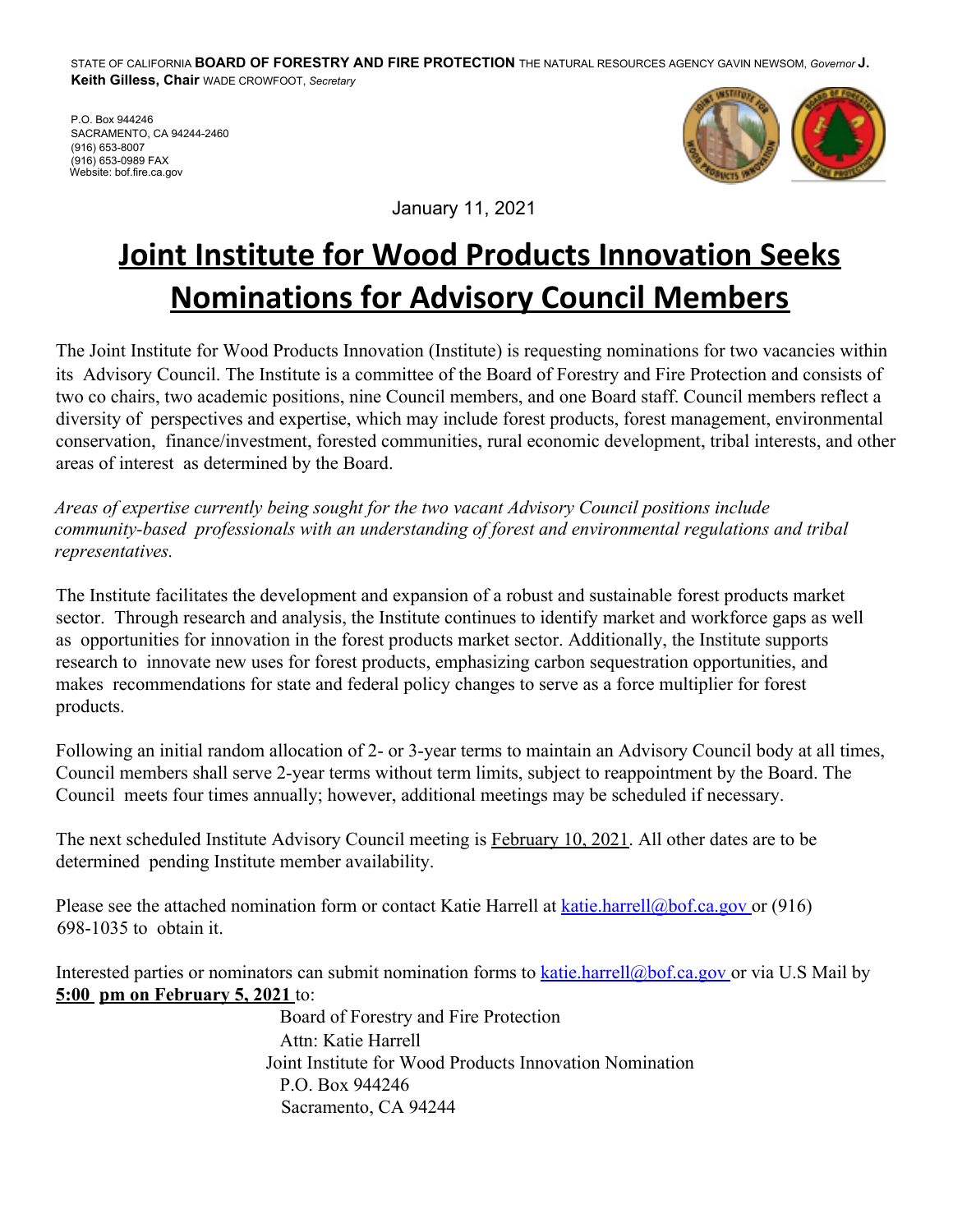STATE OF CALIFORNIA **BOARD OF FORESTRY AND FIRE PROTECTION** THE NATURAL RESOURCES AGENCY GAVIN NEWSOM, *Governor* **J. Keith Gilless, Chair** WADE CROWFOOT, *Secretary*

P.O. Box 944246
SACRAMENTO, CA 94244-2460
(916) 653-8007
(916) 653-0989 FAX
Website: bof.fire.ca.gov

January 11, 2021

# Joint Institute for Wood Products Innovation Seeks Nominations for Advisory Council Members

The Joint Institute for Wood Products Innovation (Institute) is requesting nominations for two vacancies within its Advisory Council. The Institute is a committee of the Board of Forestry and Fire Protection and consists of two co chairs, two academic positions, nine Council members, and one Board staff. Council members reflect a diversity of perspectives and expertise, which may include forest products, forest management, environmental conservation, finance/investment, forested communities, rural economic development, tribal interests, and other areas of interest as determined by the Board.

*Areas of expertise currently being sought for the two vacant Advisory Council positions include community-based professionals with an understanding of forest and environmental regulations and tribal representatives.*

The Institute facilitates the development and expansion of a robust and sustainable forest products market sector. Through research and analysis, the Institute continues to identify market and workforce gaps as well as opportunities for innovation in the forest products market sector. Additionally, the Institute supports research to innovate new uses for forest products, emphasizing carbon sequestration opportunities, and makes recommendations for state and federal policy changes to serve as a force multiplier for forest products.

Following an initial random allocation of 2- or 3-year terms to maintain an Advisory Council body at all times, Council members shall serve 2-year terms without term limits, subject to reappointment by the Board. The Council meets four times annually; however, additional meetings may be scheduled if necessary.

The next scheduled Institute Advisory Council meeting is February 10, 2021. All other dates are to be determined pending Institute member availability.

Please see the attached nomination form or contact Katie Harrell at katie.harrell@bof.ca.gov or (916) 698-1035 to obtain it.

Interested parties or nominators can submit nomination forms to katie.harrell@bof.ca.gov or via U.S Mail by **5:00 pm on February 5, 2021** to:

Board of Forestry and Fire Protection
Attn: Katie Harrell
Joint Institute for Wood Products Innovation Nomination
P.O. Box 944246
Sacramento, CA 94244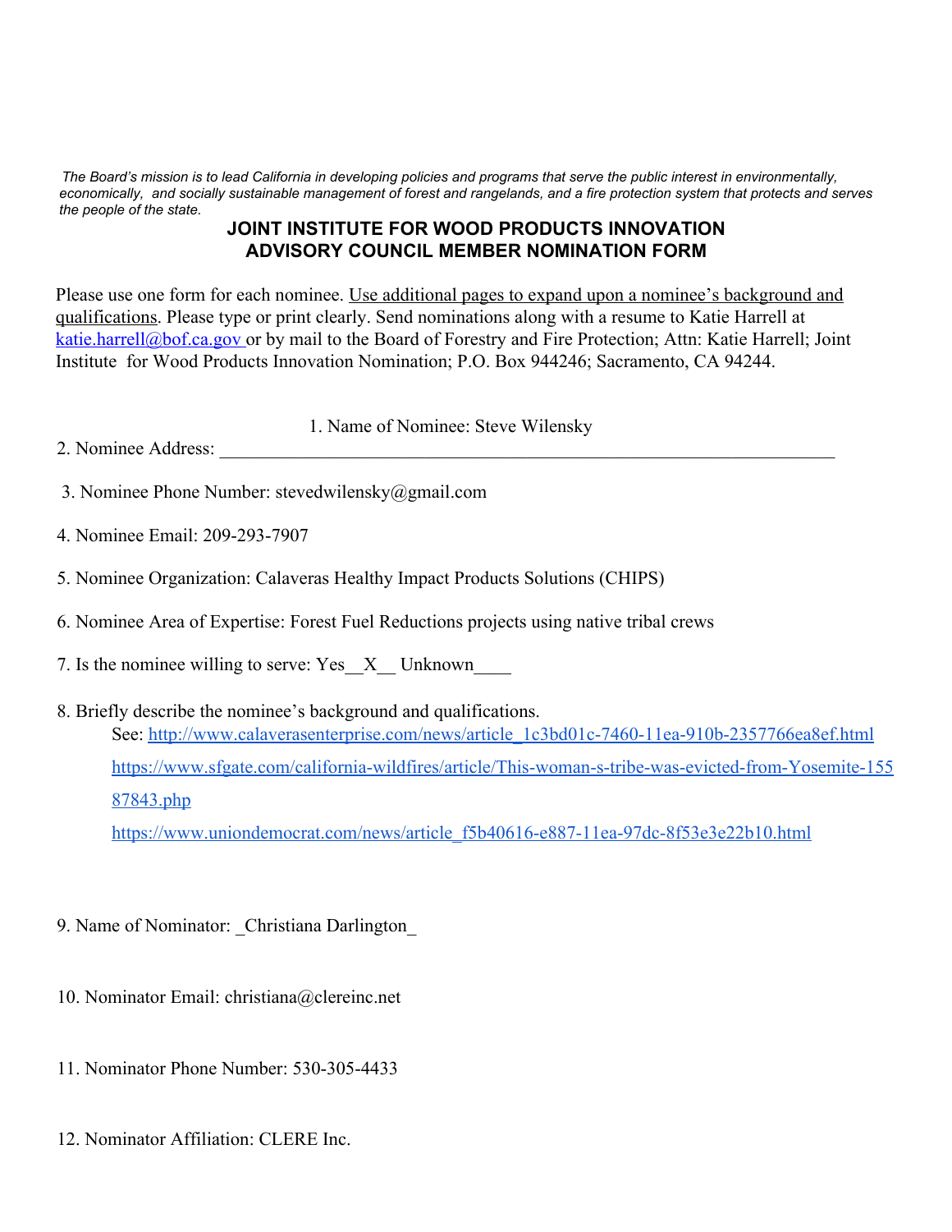*The Board's mission is to lead California in developing policies and programs that serve the public interest in environmentally, economically, and socially sustainable management of forest and rangelands, and a fire protection system that protects and serves the people of the state.*

## JOINT INSTITUTE FOR WOOD PRODUCTS INNOVATION ADVISORY COUNCIL MEMBER NOMINATION FORM

Please use one form for each nominee. Use additional pages to expand upon a nominee's background and qualifications. Please type or print clearly. Send nominations along with a resume to Katie Harrell at katie.harrell@bof.ca.gov or by mail to the Board of Forestry and Fire Protection; Attn: Katie Harrell; Joint Institute for Wood Products Innovation Nomination; P.O. Box 944246; Sacramento, CA 94244.

1. Name of Nominee: Steve Wilensky

2. Nominee Address: ____________________________________________________________________

3. Nominee Phone Number: stevedwilensky@gmail.com

4. Nominee Email: 209-293-7907

5. Nominee Organization: Calaveras Healthy Impact Products Solutions (CHIPS)

6. Nominee Area of Expertise: Forest Fuel Reductions projects using native tribal crews

7. Is the nominee willing to serve: Yes__X__ Unknown____

8. Briefly describe the nominee's background and qualifications.

   See: http://www.calaverasenterprise.com/news/article_1c3bd01c-7460-11ea-910b-2357766ea8ef.html

   https://www.sfgate.com/california-wildfires/article/This-woman-s-tribe-was-evicted-from-Yosemite-15587843.php

   https://www.uniondemocrat.com/news/article_f5b40616-e887-11ea-97dc-8f53e3e22b10.html

9. Name of Nominator: _Christiana Darlington_

10. Nominator Email: christiana@clereinc.net

11. Nominator Phone Number: 530-305-4433

12. Nominator Affiliation: CLERE Inc.